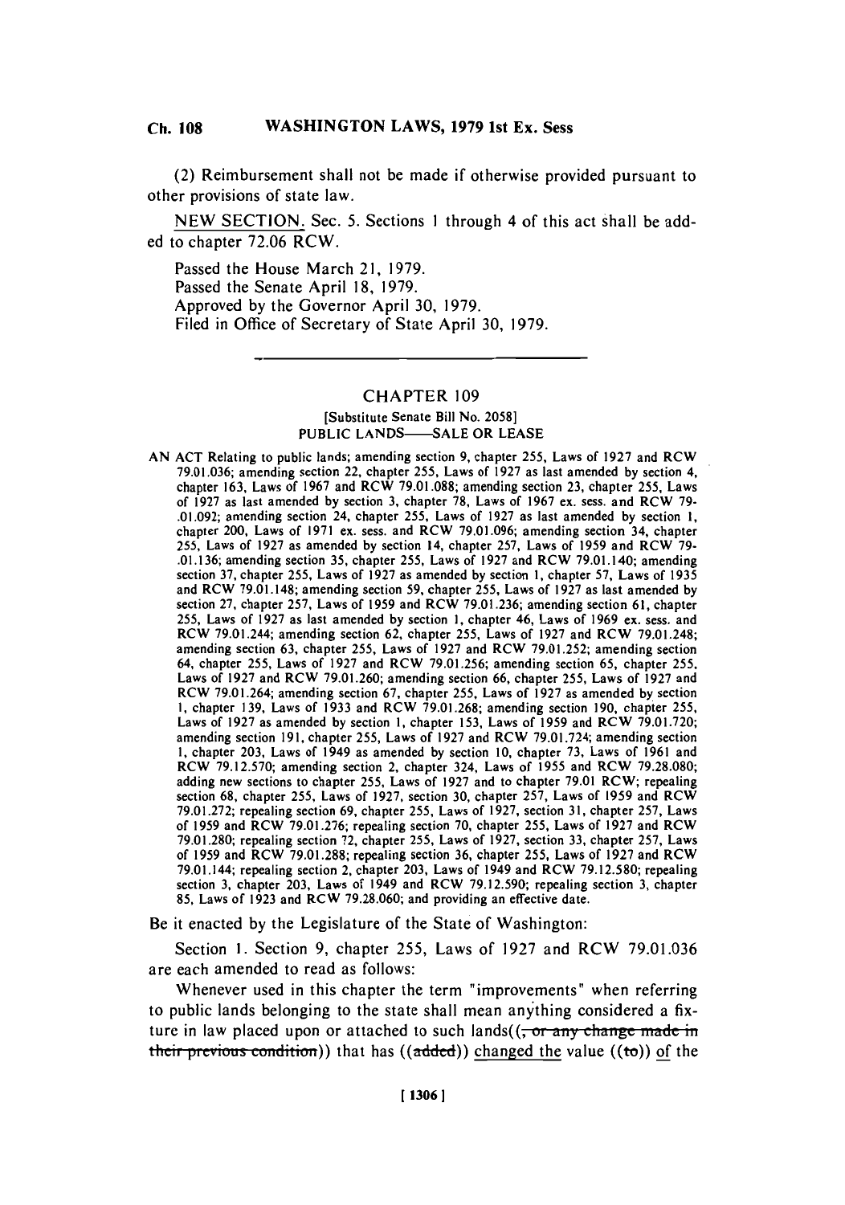(2) Reimbursement shall not be made if otherwise provided pursuant to other provisions of state law.

NEW SECTION. Sec. 5. Sections 1 through 4 of this act shall be added to chapter 72.06 RCW.

Passed the House March 21, 1979.
Passed the Senate April 18, 1979.
Approved by the Governor April 30, 1979.
Filed in Office of Secretary of State April 30, 1979.

---

## CHAPTER 109

[Substitute Senate Bill No. 2058]
PUBLIC LANDS—SALE OR LEASE

AN ACT Relating to public lands; amending section 9, chapter 255, Laws of 1927 and RCW 79.01.036; amending section 22, chapter 255, Laws of 1927 as last amended by section 4, chapter 163, Laws of 1967 and RCW 79.01.088; amending section 23, chapter 255, Laws of 1927 as last amended by section 3, chapter 78, Laws of 1967 ex. sess. and RCW 79-.01.092; amending section 24, chapter 255, Laws of 1927 as last amended by section 1, chapter 200, Laws of 1971 ex. sess. and RCW 79.01.096; amending section 34, chapter 255, Laws of 1927 as amended by section 14, chapter 257, Laws of 1959 and RCW 79-.01.136; amending section 35, chapter 255, Laws of 1927 and RCW 79.01.140; amending section 37, chapter 255, Laws of 1927 as amended by section 1, chapter 57, Laws of 1935 and RCW 79.01.148; amending section 59, chapter 255, Laws of 1927 as last amended by section 27, chapter 257, Laws of 1959 and RCW 79.01.236; amending section 61, chapter 255, Laws of 1927 as last amended by section 1, chapter 46, Laws of 1969 ex. sess. and RCW 79.01.244; amending section 62, chapter 255, Laws of 1927 and RCW 79.01.248; amending section 63, chapter 255, Laws of 1927 and RCW 79.01.252; amending section 64, chapter 255, Laws of 1927 and RCW 79.01.256; amending section 65, chapter 255, Laws of 1927 and RCW 79.01.260; amending section 66, chapter 255, Laws of 1927 and RCW 79.01.264; amending section 67, chapter 255, Laws of 1927 as amended by section 1, chapter 139, Laws of 1933 and RCW 79.01.268; amending section 190, chapter 255, Laws of 1927 as amended by section 1, chapter 153, Laws of 1959 and RCW 79.01.720; amending section 191, chapter 255, Laws of 1927 and RCW 79.01.724; amending section 1, chapter 203, Laws of 1949 as amended by section 10, chapter 73, Laws of 1961 and RCW 79.12.570; amending section 2, chapter 324, Laws of 1955 and RCW 79.28.080; adding new sections to chapter 255, Laws of 1927 and to chapter 79.01 RCW; repealing section 68, chapter 255, Laws of 1927, section 30, chapter 257, Laws of 1959 and RCW 79.01.272; repealing section 69, chapter 255, Laws of 1927, section 31, chapter 257, Laws of 1959 and RCW 79.01.276; repealing section 70, chapter 255, Laws of 1927 and RCW 79.01.280; repealing section 72, chapter 255, Laws of 1927, section 33, chapter 257, Laws of 1959 and RCW 79.01.288; repealing section 36, chapter 255, Laws of 1927 and RCW 79.01.144; repealing section 2, chapter 203, Laws of 1949 and RCW 79.12.580; repealing section 3, chapter 203, Laws of 1949 and RCW 79.12.590; repealing section 3, chapter 85, Laws of 1923 and RCW 79.28.060; and providing an effective date.

Be it enacted by the Legislature of the State of Washington:

Section 1. Section 9, chapter 255, Laws of 1927 and RCW 79.01.036 are each amended to read as follows:

Whenever used in this chapter the term "improvements" when referring to public lands belonging to the state shall mean anything considered a fixture in law placed upon or attached to such lands((~~, or any change made in their previous condition~~)) that has ((~~added~~)) changed the value ((~~to~~)) of the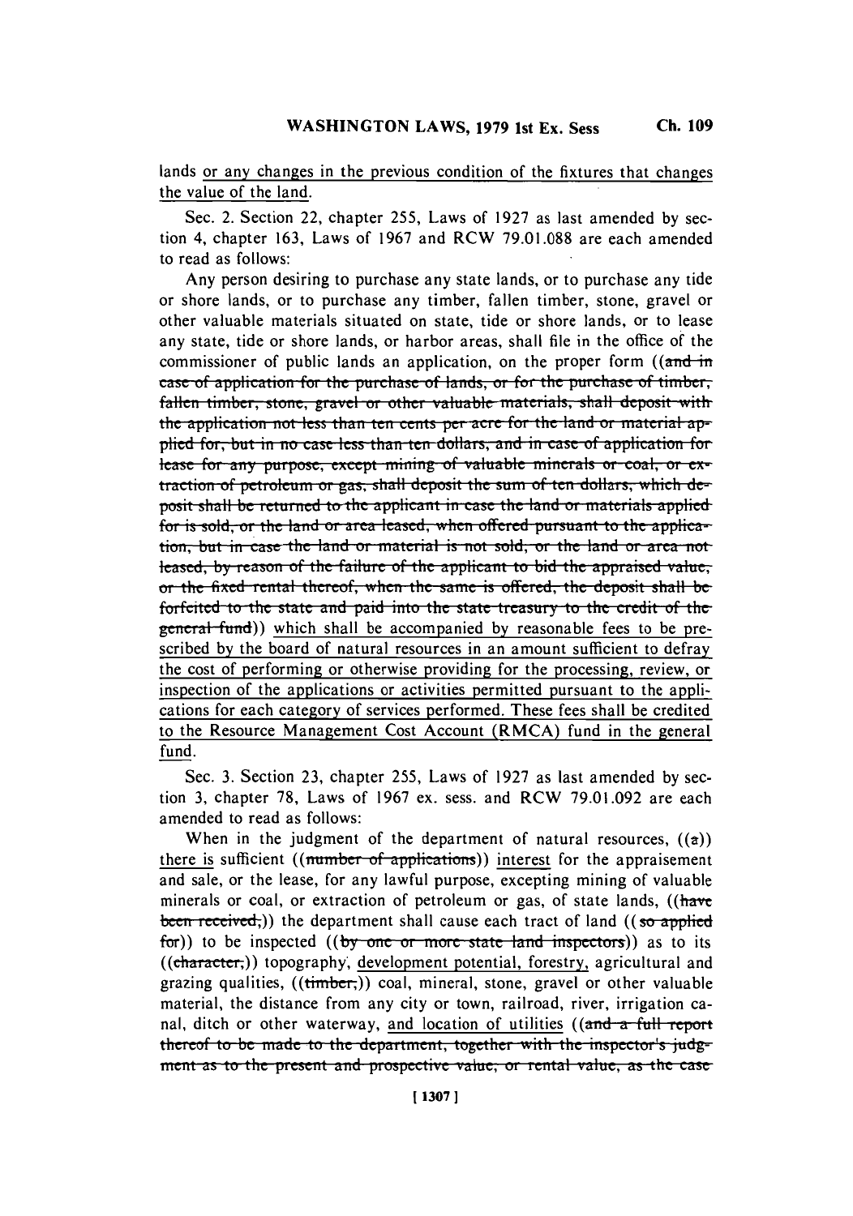lands or any changes in the previous condition of the fixtures that changes the value of the land.

Sec. 2. Section 22, chapter 255, Laws of 1927 as last amended by section 4, chapter 163, Laws of 1967 and RCW 79.01.088 are each amended to read as follows:

Any person desiring to purchase any state lands, or to purchase any tide or shore lands, or to purchase any timber, fallen timber, stone, gravel or other valuable materials situated on state, tide or shore lands, or to lease any state, tide or shore lands, or harbor areas, shall file in the office of the commissioner of public lands an application, on the proper form ((~~and in case of application for the purchase of lands, or for the purchase of timber, fallen timber, stone, gravel or other valuable materials, shall deposit with the application not less than ten cents per acre for the land or material applied for, but in no case less than ten dollars, and in case of application for lease for any purpose, except mining of valuable minerals or coal, or extraction of petroleum or gas, shall deposit the sum of ten dollars, which deposit shall be returned to the applicant in case the land or materials applied for is sold, or the land or area leased, when offered pursuant to the application, but in case the land or material is not sold, or the land or area not leased, by reason of the failure of the applicant to bid the appraised value, or the fixed rental thereof, when the same is offered, the deposit shall be forfeited to the state and paid into the state treasury to the credit of the general fund~~)) <u>which shall be accompanied by reasonable fees to be prescribed by the board of natural resources in an amount sufficient to defray the cost of performing or otherwise providing for the processing, review, or inspection of the applications or activities permitted pursuant to the applications for each category of services performed. These fees shall be credited to the Resource Management Cost Account (RMCA) fund in the general fund.</u>

Sec. 3. Section 23, chapter 255, Laws of 1927 as last amended by section 3, chapter 78, Laws of 1967 ex. sess. and RCW 79.01.092 are each amended to read as follows:

When in the judgment of the department of natural resources, ((~~a~~)) <u>there is</u> sufficient ((~~number of applications~~)) <u>interest</u> for the appraisement and sale, or the lease, for any lawful purpose, excepting mining of valuable minerals or coal, or extraction of petroleum or gas, of state lands, ((~~have been received,~~)) the department shall cause each tract of land ((~~so applied for~~)) to be inspected ((~~by one or more state land inspectors~~)) as to its ((~~character,~~)) topography, <u>development potential, forestry,</u> agricultural and grazing qualities, ((~~timber,~~)) coal, mineral, stone, gravel or other valuable material, the distance from any city or town, railroad, river, irrigation canal, ditch or other waterway, <u>and location of utilities</u> ((~~and a full report thereof to be made to the department, together with the inspector's judgment as to the present and prospective value, or rental value, as the case~~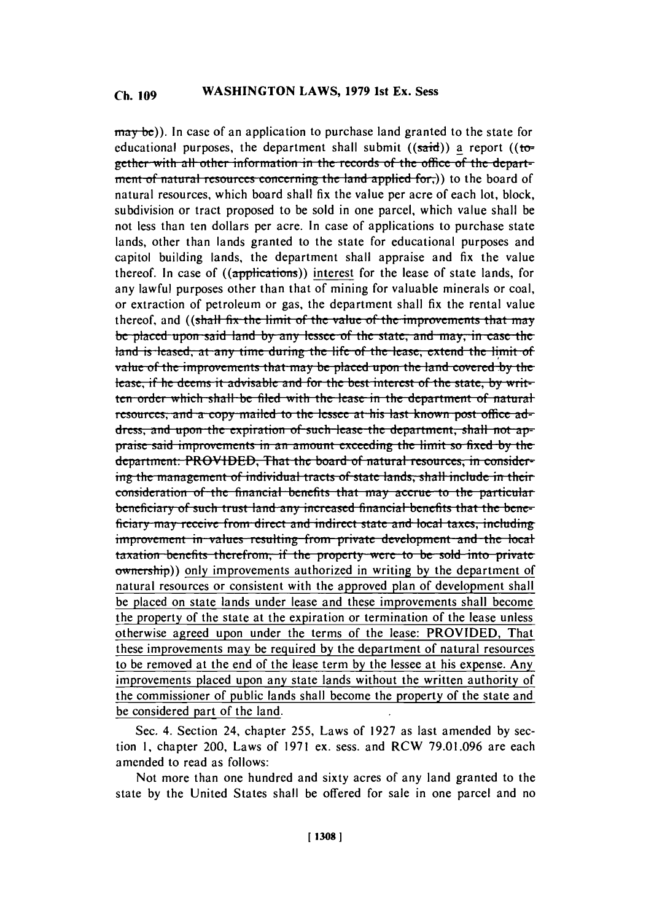~~may be~~)). In case of an application to purchase land granted to the state for educational purposes, the department shall submit ((~~said~~)) a report ((~~together with all other information in the records of the office of the department of natural resources concerning the land applied for,~~)) to the board of natural resources, which board shall fix the value per acre of each lot, block, subdivision or tract proposed to be sold in one parcel, which value shall be not less than ten dollars per acre. In case of applications to purchase state lands, other than lands granted to the state for educational purposes and capitol building lands, the department shall appraise and fix the value thereof. In case of ((~~applications~~)) interest for the lease of state lands, for any lawful purposes other than that of mining for valuable minerals or coal, or extraction of petroleum or gas, the department shall fix the rental value thereof, and ((~~shall fix the limit of the value of the improvements that may be placed upon said land by any lessee of the state, and may, in case the land is leased, at any time during the life of the lease, extend the limit of value of the improvements that may be placed upon the land covered by the lease, if he deems it advisable and for the best interest of the state, by written order which shall be filed with the lease in the department of natural resources, and a copy mailed to the lessee at his last known post office address, and upon the expiration of such lease the department, shall not appraise said improvements in an amount exceeding the limit so fixed by the department: PROVIDED, That the board of natural resources, in considering the management of individual tracts of state lands, shall include in their consideration of the financial benefits that may accrue to the particular beneficiary of such trust land any increased financial benefits that the beneficiary may receive from direct and indirect state and local taxes, including improvement in values resulting from private development and the local taxation benefits therefrom, if the property were to be sold into private ownership~~)) <u>only improvements authorized in writing by the department of natural resources or consistent with the approved plan of development shall be placed on state lands under lease and these improvements shall become the property of the state at the expiration or termination of the lease unless otherwise agreed upon under the terms of the lease: PROVIDED, That these improvements may be required by the department of natural resources to be removed at the end of the lease term by the lessee at his expense. Any improvements placed upon any state lands without the written authority of the commissioner of public lands shall become the property of the state and be considered part of the land.</u>

Sec. 4. Section 24, chapter 255, Laws of 1927 as last amended by section 1, chapter 200, Laws of 1971 ex. sess. and RCW 79.01.096 are each amended to read as follows:

Not more than one hundred and sixty acres of any land granted to the state by the United States shall be offered for sale in one parcel and no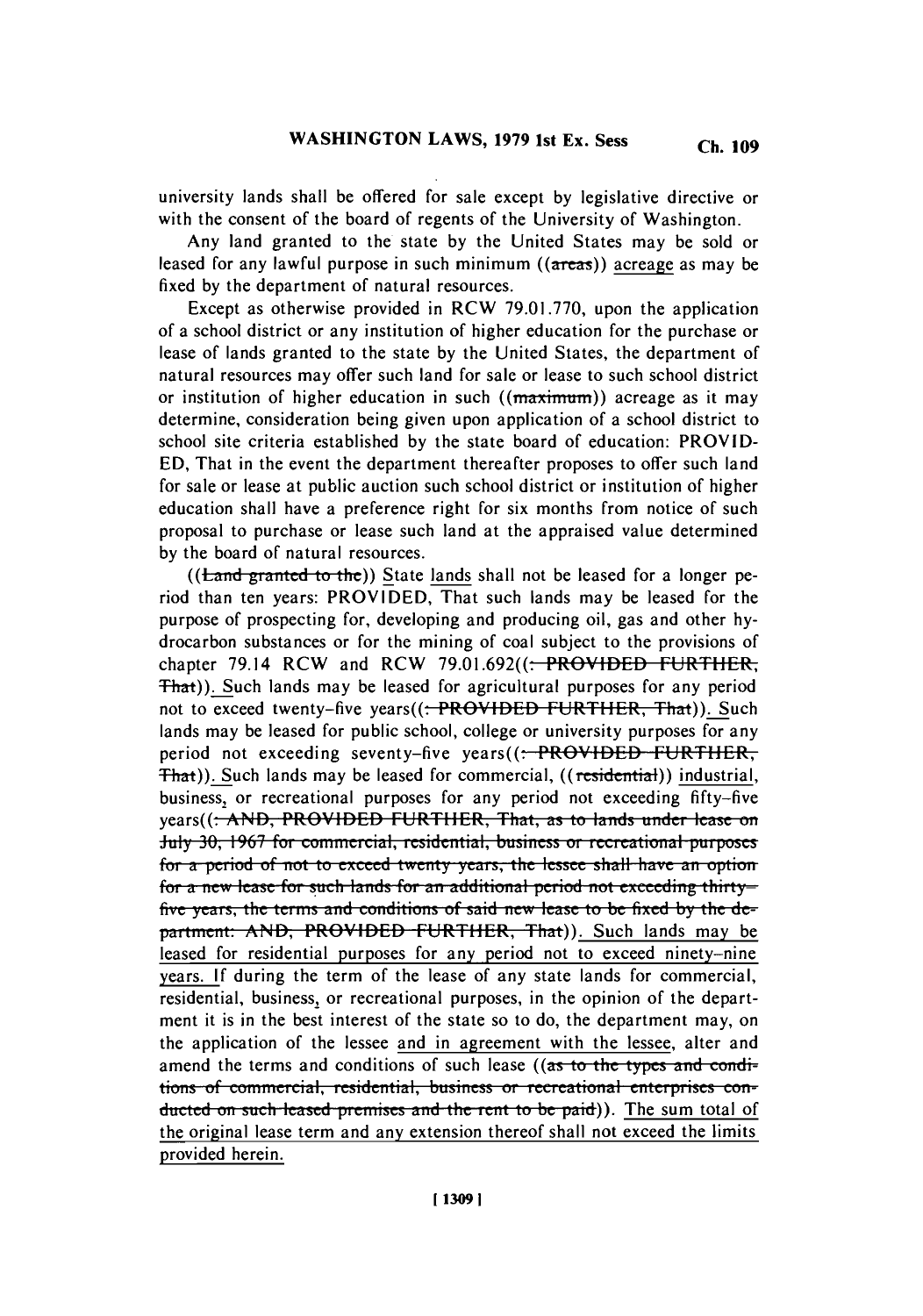university lands shall be offered for sale except by legislative directive or with the consent of the board of regents of the University of Washington.

Any land granted to the state by the United States may be sold or leased for any lawful purpose in such minimum ((~~areas~~)) acreage as may be fixed by the department of natural resources.

Except as otherwise provided in RCW 79.01.770, upon the application of a school district or any institution of higher education for the purchase or lease of lands granted to the state by the United States, the department of natural resources may offer such land for sale or lease to such school district or institution of higher education in such ((~~maximum~~)) acreage as it may determine, consideration being given upon application of a school district to school site criteria established by the state board of education: PROVIDED, That in the event the department thereafter proposes to offer such land for sale or lease at public auction such school district or institution of higher education shall have a preference right for six months from notice of such proposal to purchase or lease such land at the appraised value determined by the board of natural resources.

((~~Land granted to the~~)) State lands shall not be leased for a longer period than ten years: PROVIDED, That such lands may be leased for the purpose of prospecting for, developing and producing oil, gas and other hydrocarbon substances or for the mining of coal subject to the provisions of chapter 79.14 RCW and RCW 79.01.692((~~: PROVIDED FURTHER, That~~)). Such lands may be leased for agricultural purposes for any period not to exceed twenty-five years((~~: PROVIDED FURTHER, That~~)). Such lands may be leased for public school, college or university purposes for any period not exceeding seventy-five years((~~: PROVIDED FURTHER, That~~)). Such lands may be leased for commercial, ((~~residential~~)) industrial, business, or recreational purposes for any period not exceeding fifty-five years((~~: AND, PROVIDED FURTHER, That, as to lands under lease on July 30, 1967 for commercial, residential, business or recreational purposes for a period of not to exceed twenty years, the lessee shall have an option for a new lease for such lands for an additional period not exceeding thirty-five years, the terms and conditions of said new lease to be fixed by the department: AND, PROVIDED FURTHER, That~~)). Such lands may be leased for residential purposes for any period not to exceed ninety-nine years. If during the term of the lease of any state lands for commercial, residential, business, or recreational purposes, in the opinion of the department it is in the best interest of the state so to do, the department may, on the application of the lessee and in agreement with the lessee, alter and amend the terms and conditions of such lease ((~~as to the types and conditions of commercial, residential, business or recreational enterprises conducted on such leased premises and the rent to be paid~~)). The sum total of the original lease term and any extension thereof shall not exceed the limits provided herein.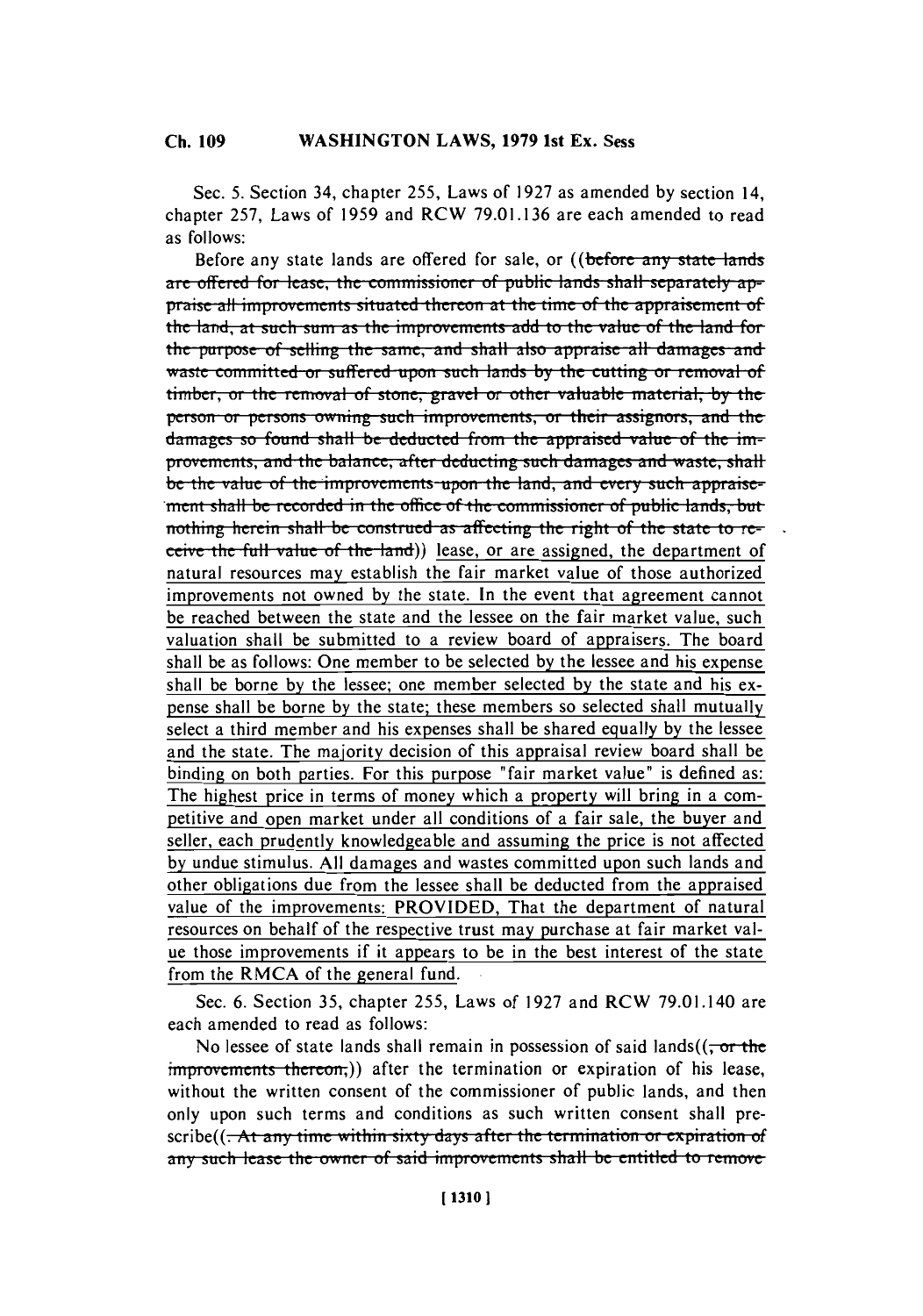Sec. 5. Section 34, chapter 255, Laws of 1927 as amended by section 14, chapter 257, Laws of 1959 and RCW 79.01.136 are each amended to read as follows:

Before any state lands are offered for sale, or ((~~before any state lands are offered for lease, the commissioner of public lands shall separately appraise all improvements situated thereon at the time of the appraisement of the land, at such sum as the improvements add to the value of the land for the purpose of selling the same, and shall also appraise all damages and waste committed or suffered upon such lands by the cutting or removal of timber, or the removal of stone, gravel or other valuable material, by the person or persons owning such improvements, or their assignors, and the damages so found shall be deducted from the appraised value of the improvements, and the balance, after deducting such damages and waste, shall be the value of the improvements upon the land, and every such appraisement shall be recorded in the office of the commissioner of public lands, but nothing herein shall be construed as affecting the right of the state to receive the full value of the land~~)) <u>lease, or are assigned, the department of natural resources may establish the fair market value of those authorized improvements not owned by the state. In the event that agreement cannot be reached between the state and the lessee on the fair market value, such valuation shall be submitted to a review board of appraisers. The board shall be as follows: One member to be selected by the lessee and his expense shall be borne by the lessee; one member selected by the state and his expense shall be borne by the state; these members so selected shall mutually select a third member and his expenses shall be shared equally by the lessee and the state. The majority decision of this appraisal review board shall be binding on both parties. For this purpose "fair market value" is defined as: The highest price in terms of money which a property will bring in a competitive and open market under all conditions of a fair sale, the buyer and seller, each prudently knowledgeable and assuming the price is not affected by undue stimulus. All damages and wastes committed upon such lands and other obligations due from the lessee shall be deducted from the appraised value of the improvements: PROVIDED, That the department of natural resources on behalf of the respective trust may purchase at fair market value those improvements if it appears to be in the best interest of the state from the RMCA of the general fund.</u>

Sec. 6. Section 35, chapter 255, Laws of 1927 and RCW 79.01.140 are each amended to read as follows:

No lessee of state lands shall remain in possession of said lands((~~, or the improvements thereon,~~)) after the termination or expiration of his lease, without the written consent of the commissioner of public lands, and then only upon such terms and conditions as such written consent shall prescribe((~~. At any time within sixty days after the termination or expiration of any such lease the owner of said improvements shall be entitled to remove~~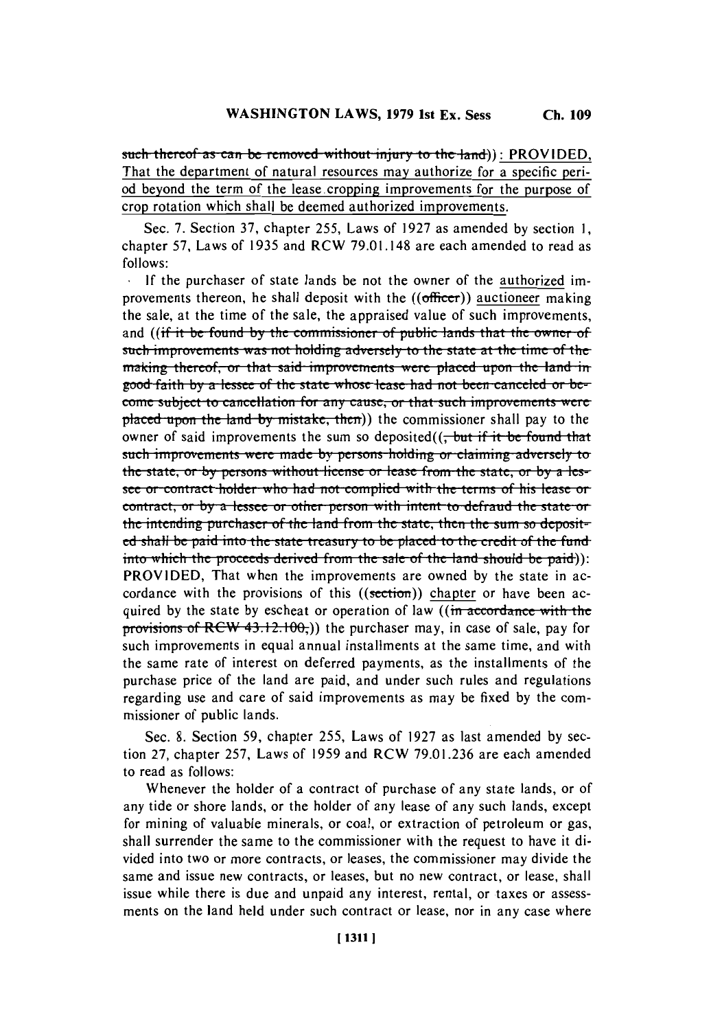~~such thereof as can be removed without injury to the land~~)): PROVIDED, That the department of natural resources may authorize for a specific period beyond the term of the lease cropping improvements for the purpose of crop rotation which shall be deemed authorized improvements.

Sec. 7. Section 37, chapter 255, Laws of 1927 as amended by section 1, chapter 57, Laws of 1935 and RCW 79.01.148 are each amended to read as follows:

If the purchaser of state lands be not the owner of the authorized improvements thereon, he shall deposit with the ((~~officer~~)) auctioneer making the sale, at the time of the sale, the appraised value of such improvements, and ((~~if it be found by the commissioner of public lands that the owner of such improvements was not holding adversely to the state at the time of the making thereof, or that said improvements were placed upon the land in good faith by a lessee of the state whose lease had not been canceled or become subject to cancellation for any cause, or that such improvements were placed upon the land by mistake, then~~)) the commissioner shall pay to the owner of said improvements the sum so deposited((~~, but if it be found that such improvements were made by persons holding or claiming adversely to the state, or by persons without license or lease from the state, or by a lessee or contract holder who had not complied with the terms of his lease or contract, or by a lessee or other person with intent to defraud the state or the intending purchaser of the land from the state, then the sum so deposited shall be paid into the state treasury to be placed to the credit of the fund into which the proceeds derived from the sale of the land should be paid~~)): PROVIDED, That when the improvements are owned by the state in accordance with the provisions of this ((~~section~~)) chapter or have been acquired by the state by escheat or operation of law ((~~in accordance with the provisions of RCW 43.12.100,~~)) the purchaser may, in case of sale, pay for such improvements in equal annual installments at the same time, and with the same rate of interest on deferred payments, as the installments of the purchase price of the land are paid, and under such rules and regulations regarding use and care of said improvements as may be fixed by the commissioner of public lands.

Sec. 8. Section 59, chapter 255, Laws of 1927 as last amended by section 27, chapter 257, Laws of 1959 and RCW 79.01.236 are each amended to read as follows:

Whenever the holder of a contract of purchase of any state lands, or of any tide or shore lands, or the holder of any lease of any such lands, except for mining of valuable minerals, or coal, or extraction of petroleum or gas, shall surrender the same to the commissioner with the request to have it divided into two or more contracts, or leases, the commissioner may divide the same and issue new contracts, or leases, but no new contract, or lease, shall issue while there is due and unpaid any interest, rental, or taxes or assessments on the land held under such contract or lease, nor in any case where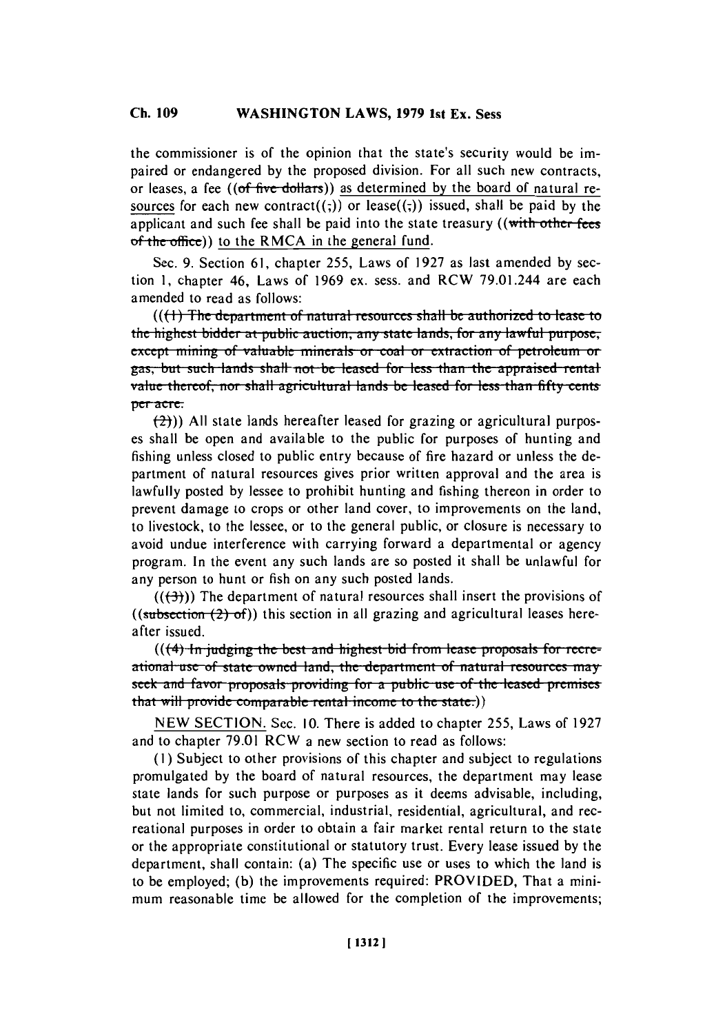the commissioner is of the opinion that the state's security would be impaired or endangered by the proposed division. For all such new contracts, or leases, a fee ((~~of five dollars~~)) as determined by the board of natural resources for each new contract((;)) or lease((;)) issued, shall be paid by the applicant and such fee shall be paid into the state treasury ((~~with other fees of the office~~)) to the RMCA in the general fund.

Sec. 9. Section 61, chapter 255, Laws of 1927 as last amended by section 1, chapter 46, Laws of 1969 ex. sess. and RCW 79.01.244 are each amended to read as follows:

((~~(1) The department of natural resources shall be authorized to lease to the highest bidder at public auction, any state lands, for any lawful purpose, except mining of valuable minerals or coal or extraction of petroleum or gas, but such lands shall not be leased for less than the appraised rental value thereof, nor shall agricultural lands be leased for less than fifty cents per acre.~~

~~(2)~~)) All state lands hereafter leased for grazing or agricultural purposes shall be open and available to the public for purposes of hunting and fishing unless closed to public entry because of fire hazard or unless the department of natural resources gives prior written approval and the area is lawfully posted by lessee to prohibit hunting and fishing thereon in order to prevent damage to crops or other land cover, to improvements on the land, to livestock, to the lessee, or to the general public, or closure is necessary to avoid undue interference with carrying forward a departmental or agency program. In the event any such lands are so posted it shall be unlawful for any person to hunt or fish on any such posted lands.

((~~(3)~~)) The department of natural resources shall insert the provisions of ((~~subsection (2) of~~)) this section in all grazing and agricultural leases hereafter issued.

((~~(4) In judging the best and highest bid from lease proposals for recreational use of state owned land, the department of natural resources may seek and favor proposals providing for a public use of the leased premises that will provide comparable rental income to the state.~~))

NEW SECTION. Sec. 10. There is added to chapter 255, Laws of 1927 and to chapter 79.01 RCW a new section to read as follows:

(1) Subject to other provisions of this chapter and subject to regulations promulgated by the board of natural resources, the department may lease state lands for such purpose or purposes as it deems advisable, including, but not limited to, commercial, industrial, residential, agricultural, and recreational purposes in order to obtain a fair market rental return to the state or the appropriate constitutional or statutory trust. Every lease issued by the department, shall contain: (a) The specific use or uses to which the land is to be employed; (b) the improvements required: PROVIDED, That a minimum reasonable time be allowed for the completion of the improvements;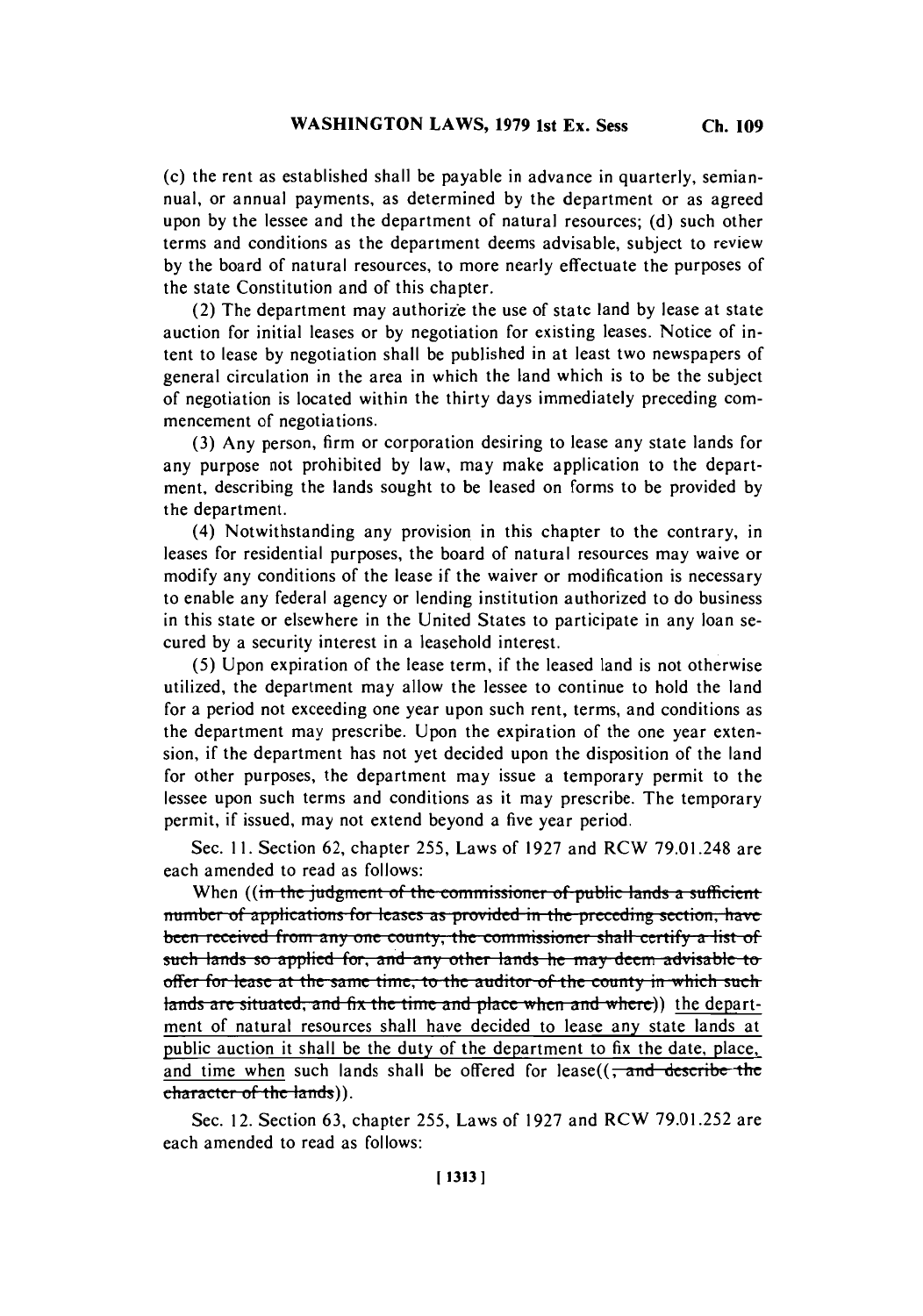(c) the rent as established shall be payable in advance in quarterly, semiannual, or annual payments, as determined by the department or as agreed upon by the lessee and the department of natural resources; (d) such other terms and conditions as the department deems advisable, subject to review by the board of natural resources, to more nearly effectuate the purposes of the state Constitution and of this chapter.

(2) The department may authorize the use of state land by lease at state auction for initial leases or by negotiation for existing leases. Notice of intent to lease by negotiation shall be published in at least two newspapers of general circulation in the area in which the land which is to be the subject of negotiation is located within the thirty days immediately preceding commencement of negotiations.

(3) Any person, firm or corporation desiring to lease any state lands for any purpose not prohibited by law, may make application to the department, describing the lands sought to be leased on forms to be provided by the department.

(4) Notwithstanding any provision in this chapter to the contrary, in leases for residential purposes, the board of natural resources may waive or modify any conditions of the lease if the waiver or modification is necessary to enable any federal agency or lending institution authorized to do business in this state or elsewhere in the United States to participate in any loan secured by a security interest in a leasehold interest.

(5) Upon expiration of the lease term, if the leased land is not otherwise utilized, the department may allow the lessee to continue to hold the land for a period not exceeding one year upon such rent, terms, and conditions as the department may prescribe. Upon the expiration of the one year extension, if the department has not yet decided upon the disposition of the land for other purposes, the department may issue a temporary permit to the lessee upon such terms and conditions as it may prescribe. The temporary permit, if issued, may not extend beyond a five year period.

Sec. 11. Section 62, chapter 255, Laws of 1927 and RCW 79.01.248 are each amended to read as follows:

When ((~~in the judgment of the commissioner of public lands a sufficient number of applications for leases as provided in the preceding section, have been received from any one county, the commissioner shall certify a list of such lands so applied for, and any other lands he may deem advisable to offer for lease at the same time, to the auditor of the county in which such lands are situated, and fix the time and place when and where~~)) <u>the department of natural resources shall have decided to lease any state lands at public auction it shall be the duty of the department to fix the date, place, and time when</u> such lands shall be offered for lease((~~, and describe the character of the lands~~)).

Sec. 12. Section 63, chapter 255, Laws of 1927 and RCW 79.01.252 are each amended to read as follows: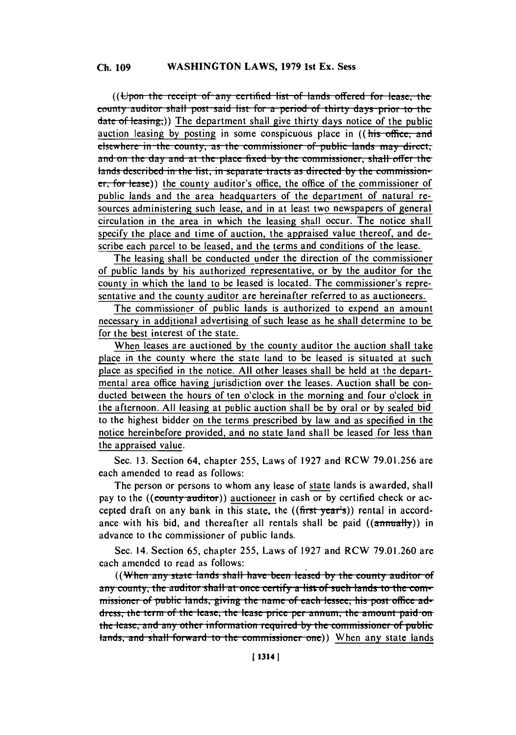((~~Upon the receipt of any certified list of lands offered for lease, the county auditor shall post said list for a period of thirty days prior to the date of leasing,~~)) The department shall give thirty days notice of the public auction leasing by posting in some conspicuous place in ((~~his office, and elsewhere in the county, as the commissioner of public lands may direct, and on the day and at the place fixed by the commissioner, shall offer the lands described in the list, in separate tracts as directed by the commissioner, for lease~~)) the county auditor's office, the office of the commissioner of public lands and the area headquarters of the department of natural resources administering such lease, and in at least two newspapers of general circulation in the area in which the leasing shall occur. The notice shall specify the place and time of auction, the appraised value thereof, and describe each parcel to be leased, and the terms and conditions of the lease.

The leasing shall be conducted under the direction of the commissioner of public lands by his authorized representative, or by the auditor for the county in which the land to be leased is located. The commissioner's representative and the county auditor are hereinafter referred to as auctioneers.

The commissioner of public lands is authorized to expend an amount necessary in additional advertising of such lease as he shall determine to be for the best interest of the state.

When leases are auctioned by the county auditor the auction shall take place in the county where the state land to be leased is situated at such place as specified in the notice. All other leases shall be held at the departmental area office having jurisdiction over the leases. Auction shall be conducted between the hours of ten o'clock in the morning and four o'clock in the afternoon. All leasing at public auction shall be by oral or by sealed bid to the highest bidder on the terms prescribed by law and as specified in the notice hereinbefore provided, and no state land shall be leased for less than the appraised value.

Sec. 13. Section 64, chapter 255, Laws of 1927 and RCW 79.01.256 are each amended to read as follows:

The person or persons to whom any lease of state lands is awarded, shall pay to the ((~~county auditor~~)) auctioneer in cash or by certified check or accepted draft on any bank in this state, the ((~~first year's~~)) rental in accordance with his bid, and thereafter all rentals shall be paid ((~~annually~~)) in advance to the commissioner of public lands.

Sec. 14. Section 65, chapter 255, Laws of 1927 and RCW 79.01.260 are each amended to read as follows:

((~~When any state lands shall have been leased by the county auditor of any county, the auditor shall at once certify a list of such lands to the commissioner of public lands, giving the name of each lessee, his post office address, the term of the lease, the lease price per annum, the amount paid on the lease, and any other information required by the commissioner of public lands, and shall forward to the commissioner one~~)) When any state lands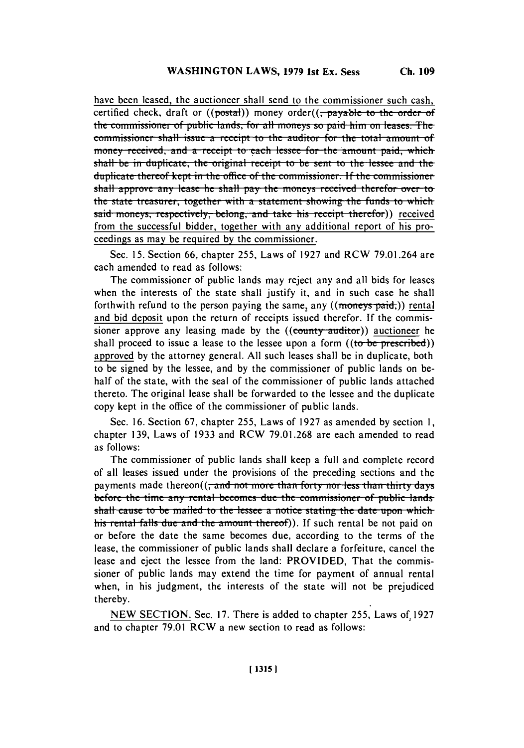have been leased, the auctioneer shall send to the commissioner such cash, certified check, draft or ((~~postal~~)) money order((~~, payable to the order of the commissioner of public lands, for all moneys so paid him on leases. The commissioner shall issue a receipt to the auditor for the total amount of money received, and a receipt to each lessee for the amount paid, which shall be in duplicate, the original receipt to be sent to the lessee and the duplicate thereof kept in the office of the commissioner. If the commissioner shall approve any lease he shall pay the moneys received therefor over to the state treasurer, together with a statement showing the funds to which said moneys, respectively, belong, and take his receipt therefor~~)) received from the successful bidder, together with any additional report of his proceedings as may be required by the commissioner.

Sec. 15. Section 66, chapter 255, Laws of 1927 and RCW 79.01.264 are each amended to read as follows:

The commissioner of public lands may reject any and all bids for leases when the interests of the state shall justify it, and in such case he shall forthwith refund to the person paying the same, any ((~~moneys paid,~~)) rental and bid deposit upon the return of receipts issued therefor. If the commissioner approve any leasing made by the ((~~county auditor~~)) auctioneer he shall proceed to issue a lease to the lessee upon a form ((~~to be prescribed~~)) approved by the attorney general. All such leases shall be in duplicate, both to be signed by the lessee, and by the commissioner of public lands on behalf of the state, with the seal of the commissioner of public lands attached thereto. The original lease shall be forwarded to the lessee and the duplicate copy kept in the office of the commissioner of public lands.

Sec. 16. Section 67, chapter 255, Laws of 1927 as amended by section 1, chapter 139, Laws of 1933 and RCW 79.01.268 are each amended to read as follows:

The commissioner of public lands shall keep a full and complete record of all leases issued under the provisions of the preceding sections and the payments made thereon((~~, and not more than forty nor less than thirty days before the time any rental becomes due the commissioner of public lands shall cause to be mailed to the lessee a notice stating the date upon which his rental falls due and the amount thereof~~)). If such rental be not paid on or before the date the same becomes due, according to the terms of the lease, the commissioner of public lands shall declare a forfeiture, cancel the lease and eject the lessee from the land: PROVIDED, That the commissioner of public lands may extend the time for payment of annual rental when, in his judgment, the interests of the state will not be prejudiced thereby.

NEW SECTION. Sec. 17. There is added to chapter 255, Laws of 1927 and to chapter 79.01 RCW a new section to read as follows: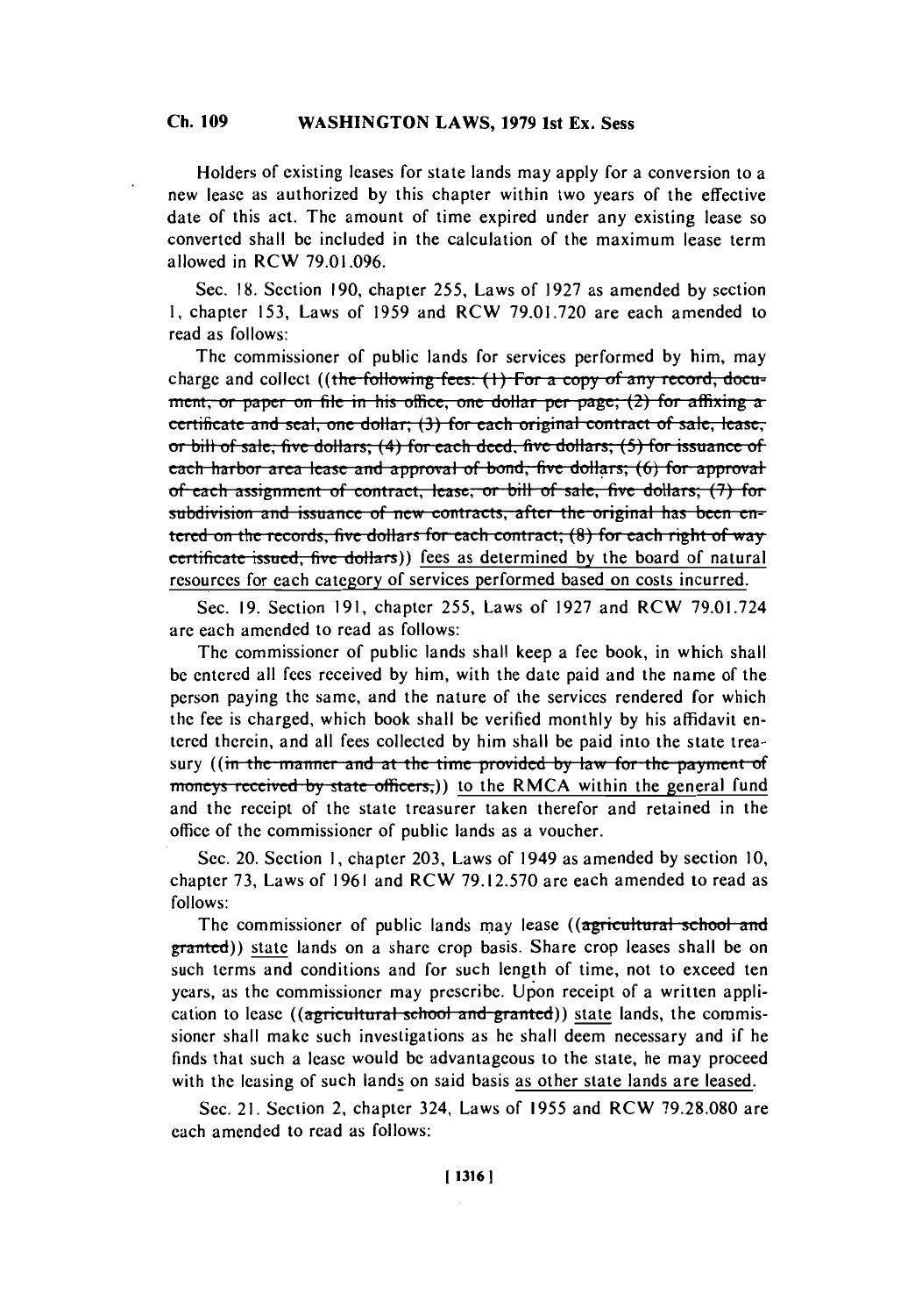Holders of existing leases for state lands may apply for a conversion to a new lease as authorized by this chapter within two years of the effective date of this act. The amount of time expired under any existing lease so converted shall be included in the calculation of the maximum lease term allowed in RCW 79.01.096.

Sec. 18. Section 190, chapter 255, Laws of 1927 as amended by section 1, chapter 153, Laws of 1959 and RCW 79.01.720 are each amended to read as follows:

The commissioner of public lands for services performed by him, may charge and collect ((~~the following fees: (1) For a copy of any record, document, or paper on file in his office, one dollar per page; (2) for affixing a certificate and seal, one dollar; (3) for each original contract of sale, lease, or bill of sale, five dollars; (4) for each deed, five dollars; (5) for issuance of each harbor area lease and approval of bond, five dollars; (6) for approval of each assignment of contract, lease, or bill of sale, five dollars; (7) for subdivision and issuance of new contracts, after the original has been entered on the records, five dollars for each contract; (8) for each right of way certificate issued, five dollars~~)) <u>fees as determined by the board of natural resources for each category of services performed based on costs incurred</u>.

Sec. 19. Section 191, chapter 255, Laws of 1927 and RCW 79.01.724 are each amended to read as follows:

The commissioner of public lands shall keep a fee book, in which shall be entered all fees received by him, with the date paid and the name of the person paying the same, and the nature of the services rendered for which the fee is charged, which book shall be verified monthly by his affidavit entered therein, and all fees collected by him shall be paid into the state treasury ((~~in the manner and at the time provided by law for the payment of moneys received by state officers,~~)) <u>to the RMCA within the general fund</u> and the receipt of the state treasurer taken therefor and retained in the office of the commissioner of public lands as a voucher.

Sec. 20. Section 1, chapter 203, Laws of 1949 as amended by section 10, chapter 73, Laws of 1961 and RCW 79.12.570 are each amended to read as follows:

The commissioner of public lands may lease ((~~agricultural school and granted~~)) <u>state</u> lands on a share crop basis. Share crop leases shall be on such terms and conditions and for such length of time, not to exceed ten years, as the commissioner may prescribe. Upon receipt of a written application to lease ((~~agricultural school and granted~~)) <u>state</u> lands, the commissioner shall make such investigations as he shall deem necessary and if he finds that such a lease would be advantageous to the state, he may proceed with the leasing of such land<u>s</u> on said basis <u>as other state lands are leased</u>.

Sec. 21. Section 2, chapter 324, Laws of 1955 and RCW 79.28.080 are each amended to read as follows: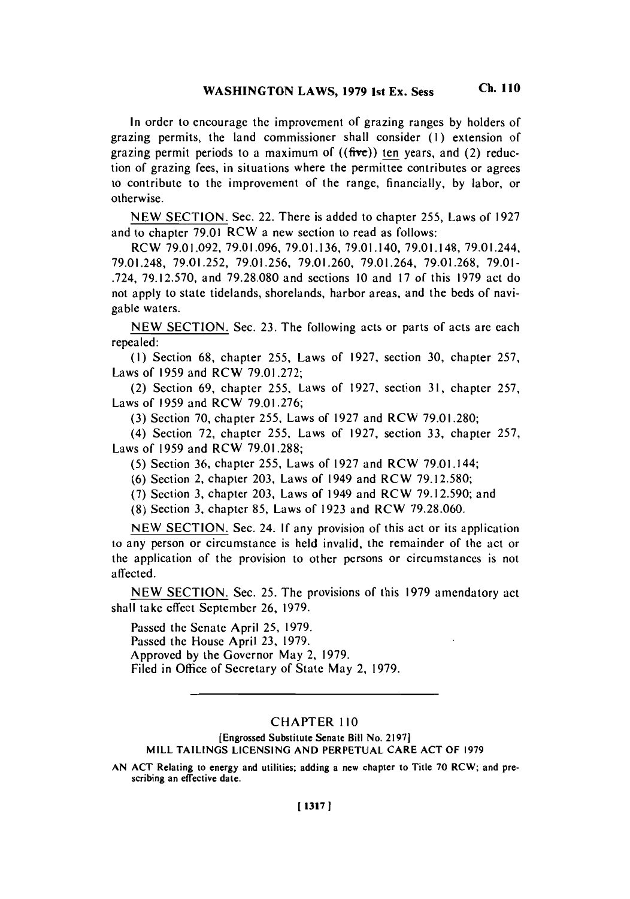In order to encourage the improvement of grazing ranges by holders of grazing permits, the land commissioner shall consider (1) extension of grazing permit periods to a maximum of ((~~five~~)) ten years, and (2) reduction of grazing fees, in situations where the permittee contributes or agrees to contribute to the improvement of the range, financially, by labor, or otherwise.

NEW SECTION. Sec. 22. There is added to chapter 255, Laws of 1927 and to chapter 79.01 RCW a new section to read as follows:

RCW 79.01.092, 79.01.096, 79.01.136, 79.01.140, 79.01.148, 79.01.244, 79.01.248, 79.01.252, 79.01.256, 79.01.260, 79.01.264, 79.01.268, 79.01-.724, 79.12.570, and 79.28.080 and sections 10 and 17 of this 1979 act do not apply to state tidelands, shorelands, harbor areas, and the beds of navigable waters.

NEW SECTION. Sec. 23. The following acts or parts of acts are each repealed:

(1) Section 68, chapter 255, Laws of 1927, section 30, chapter 257, Laws of 1959 and RCW 79.01.272;

(2) Section 69, chapter 255, Laws of 1927, section 31, chapter 257, Laws of 1959 and RCW 79.01.276;

(3) Section 70, chapter 255, Laws of 1927 and RCW 79.01.280;

(4) Section 72, chapter 255, Laws of 1927, section 33, chapter 257, Laws of 1959 and RCW 79.01.288;

(5) Section 36, chapter 255, Laws of 1927 and RCW 79.01.144;

(6) Section 2, chapter 203, Laws of 1949 and RCW 79.12.580;

(7) Section 3, chapter 203, Laws of 1949 and RCW 79.12.590; and

(8) Section 3, chapter 85, Laws of 1923 and RCW 79.28.060.

NEW SECTION. Sec. 24. If any provision of this act or its application to any person or circumstance is held invalid, the remainder of the act or the application of the provision to other persons or circumstances is not affected.

NEW SECTION. Sec. 25. The provisions of this 1979 amendatory act shall take effect September 26, 1979.

Passed the Senate April 25, 1979.
Passed the House April 23, 1979.
Approved by the Governor May 2, 1979.
Filed in Office of Secretary of State May 2, 1979.

---

## CHAPTER 110

[Engrossed Substitute Senate Bill No. 2197]

MILL TAILINGS LICENSING AND PERPETUAL CARE ACT OF 1979

AN ACT Relating to energy and utilities; adding a new chapter to Title 70 RCW; and prescribing an effective date.